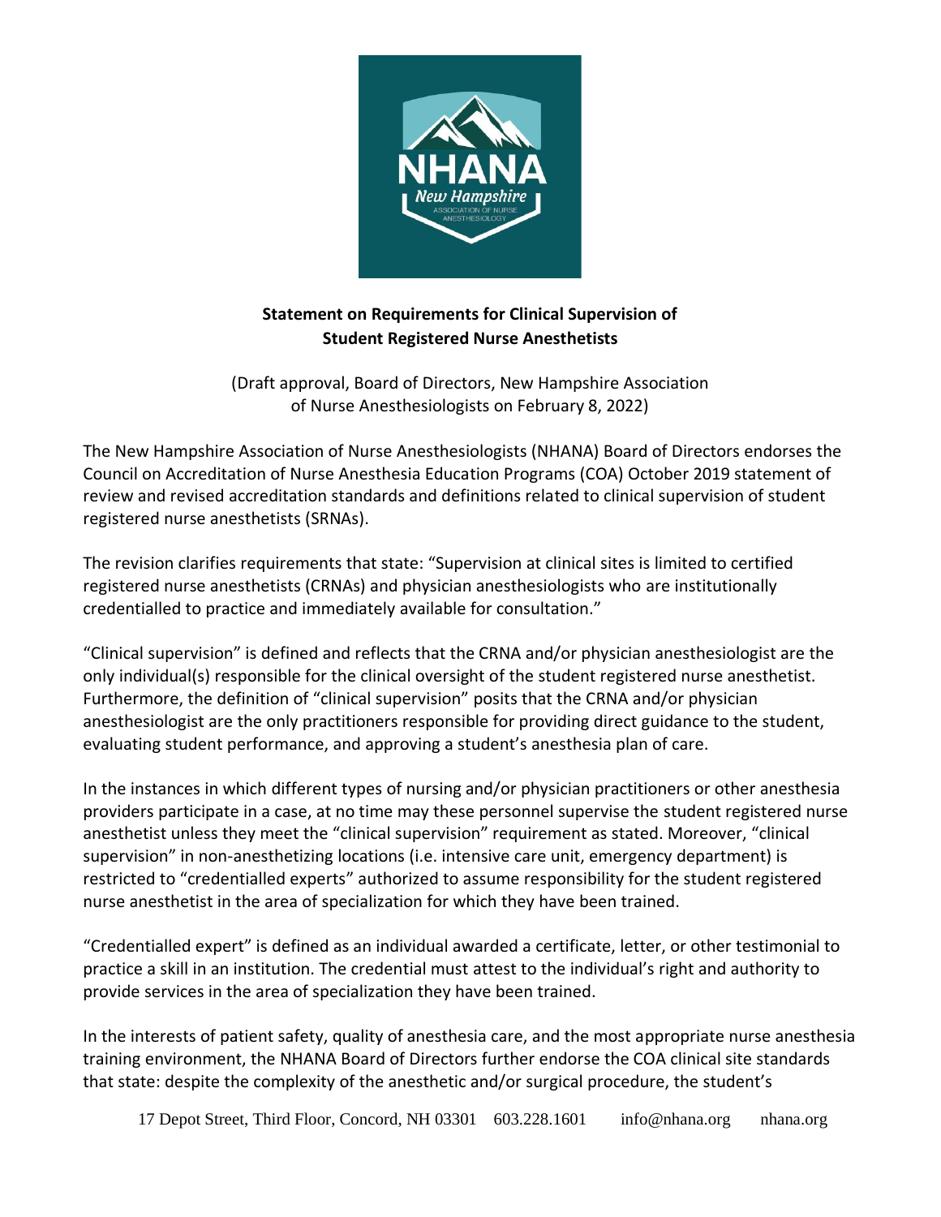**Statement on Requirements for Clinical Supervision of Student Registered Nurse Anesthetists**

(Draft approval, Board of Directors, New Hampshire Association of Nurse Anesthesiologists on February 8, 2022)

The New Hampshire Association of Nurse Anesthesiologists (NHANA) Board of Directors endorses the Council on Accreditation of Nurse Anesthesia Education Programs (COA) October 2019 statement of review and revised accreditation standards and definitions related to clinical supervision of student registered nurse anesthetists (SRNAs).

The revision clarifies requirements that state: "Supervision at clinical sites is limited to certified registered nurse anesthetists (CRNAs) and physician anesthesiologists who are institutionally credentialled to practice and immediately available for consultation."

"Clinical supervision" is defined and reflects that the CRNA and/or physician anesthesiologist are the only individual(s) responsible for the clinical oversight of the student registered nurse anesthetist. Furthermore, the definition of "clinical supervision" posits that the CRNA and/or physician anesthesiologist are the only practitioners responsible for providing direct guidance to the student, evaluating student performance, and approving a student's anesthesia plan of care.

In the instances in which different types of nursing and/or physician practitioners or other anesthesia providers participate in a case, at no time may these personnel supervise the student registered nurse anesthetist unless they meet the "clinical supervision" requirement as stated. Moreover, "clinical supervision" in non-anesthetizing locations (i.e. intensive care unit, emergency department) is restricted to "credentialled experts" authorized to assume responsibility for the student registered nurse anesthetist in the area of specialization for which they have been trained.

"Credentialled expert" is defined as an individual awarded a certificate, letter, or other testimonial to practice a skill in an institution. The credential must attest to the individual's right and authority to provide services in the area of specialization they have been trained.

In the interests of patient safety, quality of anesthesia care, and the most appropriate nurse anesthesia training environment, the NHANA Board of Directors further endorse the COA clinical site standards that state: despite the complexity of the anesthetic and/or surgical procedure, the student's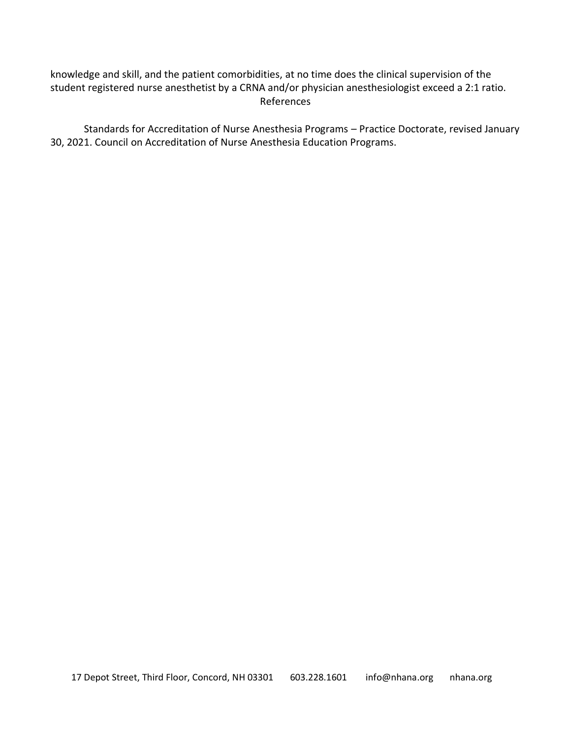knowledge and skill, and the patient comorbidities, at no time does the clinical supervision of the student registered nurse anesthetist by a CRNA and/or physician anesthesiologist exceed a 2:1 ratio.

## References

Standards for Accreditation of Nurse Anesthesia Programs – Practice Doctorate, revised January 30, 2021. Council on Accreditation of Nurse Anesthesia Education Programs.